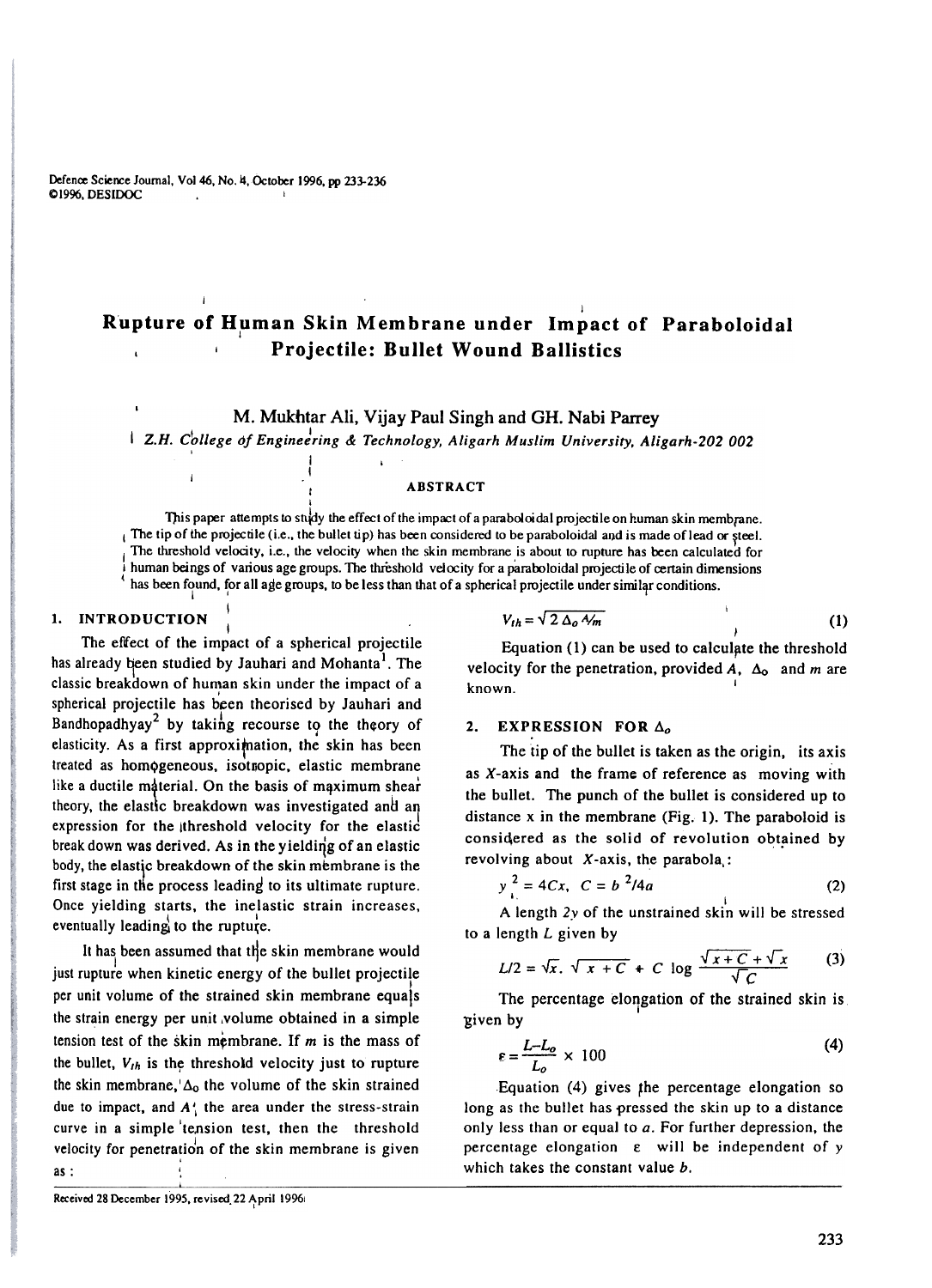# Rupture of Human Skin Membrane under Impact of Paraboloidal Projectile: Bullet Wound Ballistics

**M. Mukhtar Ali, Vijay Paul Singh and GH. Nabi Parrey**

*Z.H. College of Engineering & Technology, Aligarh Muslim University, Aligarh-202 002*

## ABSTRACT

This paper attempts to study the effect of the impact of a paraboloidal projectile on human skin membrane. The tip of the projectile (i.e., the bullet tip) has been considered to be paraboloidal and is made of lead or steel. The threshold velocity, i.e., the velocity when the skin membrane is about to rupture has been calculated for human beings of various age groups. The threshold velocity for a paraboloidal projectile of certain dimensions has been found, for all age groups, to be less than that of a spherical projectile under similar conditions.

## 1. INTRODUCTION

The effect of the impact of a spherical projectile has already been studied by Jauhari and Mohanta[1]. The classic breakdown of human skin under the impact of a spherical projectile has been theorised by Jauhari and Bandhopadhyay[2] by taking recourse to the theory of elasticity. As a first approximation, the skin has been treated as homogeneous, isotropic, elastic membrane like a ductile material. On the basis of maximum shear theory, the elastic breakdown was investigated and an expression for the threshold velocity for the elastic break down was derived. As in the yielding of an elastic body, the elastic breakdown of the skin membrane is the first stage in the process leading to its ultimate rupture. Once yielding starts, the inelastic strain increases, eventually leading to the rupture.

It has been assumed that the skin membrane would just rupture when kinetic energy of the bullet projectile per unit volume of the strained skin membrane equals the strain energy per unit volume obtained in a simple tension test of the skin membrane. If $m$ is the mass of the bullet, $V_{th}$ is the threshold velocity just to rupture the skin membrane, $\Delta_o$ the volume of the skin strained due to impact, and $A$ the area under the stress-strain curve in a simple tension test, then the threshold velocity for penetration of the skin membrane is given as :

$$V_{th} = \sqrt{2 \Delta_o A/m} \tag{1}$$

Equation (1) can be used to calculate the threshold velocity for the penetration, provided $A$, $\Delta_o$ and $m$ are known.

## 2. EXPRESSION FOR $\Delta_o$

The tip of the bullet is taken as the origin, its axis as $X$-axis and the frame of reference as moving with the bullet. The punch of the bullet is considered up to distance x in the membrane (Fig. 1). The paraboloid is considered as the solid of revolution obtained by revolving about $X$-axis, the parabola :

$$y^2 = 4Cx, \quad C = b^2/4a \tag{2}$$

A length $2y$ of the unstrained skin will be stressed to a length $L$ given by

$$L/2 = \sqrt{x} \cdot \sqrt{x + C} + C \log \frac{\sqrt{x + C} + \sqrt{x}}{\sqrt{C}} \tag{3}$$

The percentage elongation of the strained skin is given by

$$\varepsilon = \frac{L - L_o}{L_o} \times 100 \tag{4}$$

Equation (4) gives the percentage elongation so long as the bullet has pressed the skin up to a distance only less than or equal to $a$. For further depression, the percentage elongation $\varepsilon$ will be independent of $y$ which takes the constant value $b$.

Received 28 December 1995, revised 22 April 1996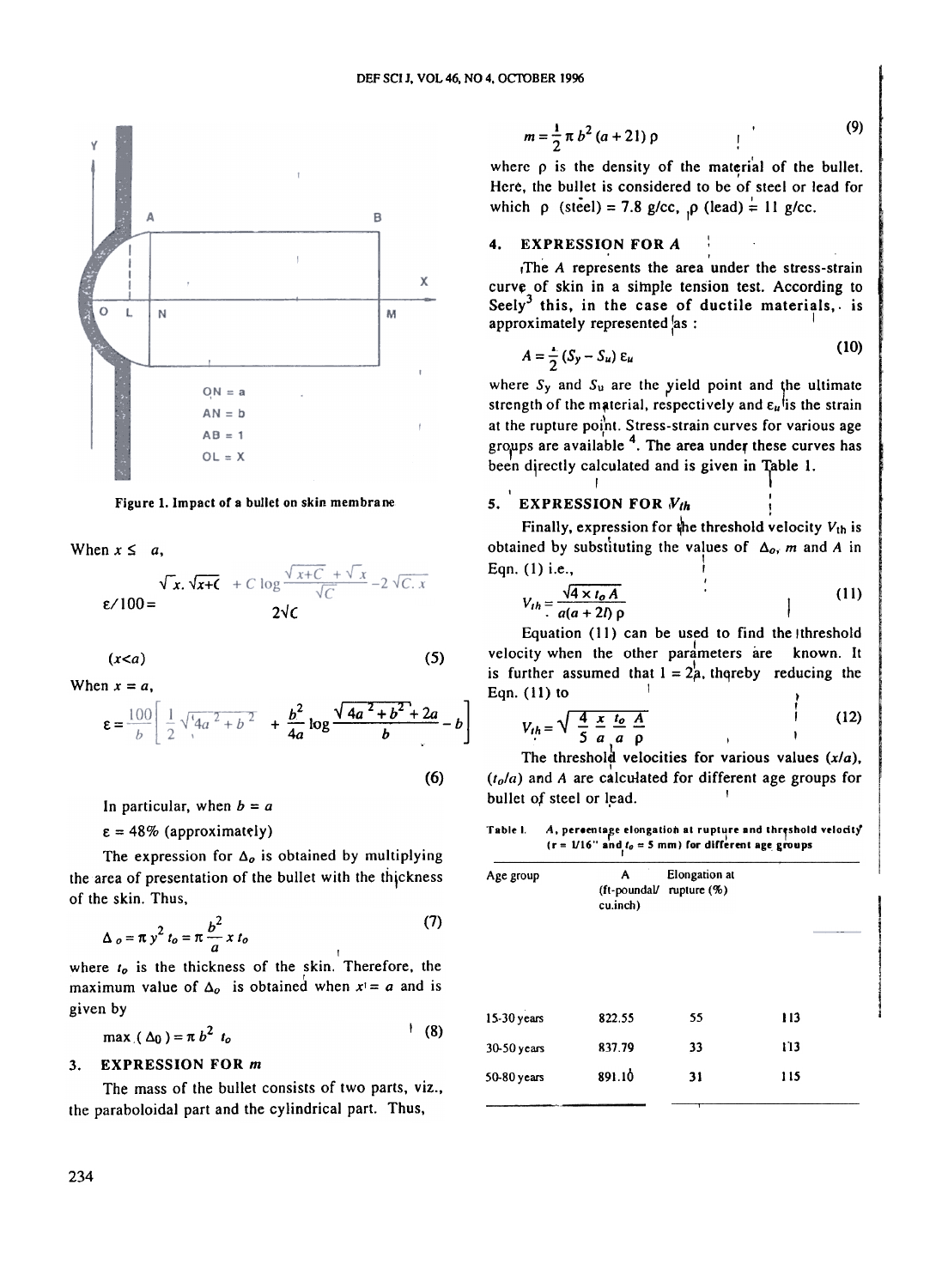OL = X
ON = a
AN = b
AB = 1

Figure 1. Impact of a bullet on skin membrane

When $x \leq a$,

$$\varepsilon/100 = \frac{\sqrt{x}.\sqrt{x+C} + C\log\frac{\sqrt{x+C}+\sqrt{x}}{\sqrt{C}} - 2\sqrt{C.x}}{2\sqrt{C}}$$

$(x<a)$ (5)

When $x = a$,

$$\varepsilon = \frac{100}{b}\left[\frac{1}{2}\sqrt{4a^2+b^2} + \frac{b^2}{4a}\log\frac{\sqrt{4a^2+b^2}+2a}{b} - b\right] \quad (6)$$

In particular, when $b = a$

$\varepsilon = 48\%$ (approximately)

The expression for $\Delta_o$ is obtained by multiplying the area of presentation of the bullet with the thickness of the skin. Thus,

$$\Delta_o = \pi y^2 t_o = \pi \frac{b^2}{a} x\, t_o \quad (7)$$

where $t_o$ is the thickness of the skin. Therefore, the maximum value of $\Delta_o$ is obtained when $x = a$ and is given by

$$\max.(\Delta_0) = \pi b^2 t_o \quad (8)$$

## 3. EXPRESSION FOR $m$

The mass of the bullet consists of two parts, viz., the paraboloidal part and the cylindrical part. Thus,

$$m = \frac{1}{2}\pi b^2 (a + 2l)\rho \quad (9)$$

where $\rho$ is the density of the material of the bullet. Here, the bullet is considered to be of steel or lead for which $\rho$ (steel) = 7.8 g/cc, $\rho$ (lead) = 11 g/cc.

## 4. EXPRESSION FOR $A$

The $A$ represents the area under the stress-strain curve of skin in a simple tension test. According to Seely[3] this, in the case of ductile materials, is approximately represented as :

$$A = \frac{1}{2}(S_y - S_u)\,\varepsilon_u \quad (10)$$

where $S_y$ and $S_u$ are the yield point and the ultimate strength of the material, respectively and $\varepsilon_u$ is the strain at the rupture point. Stress-strain curves for various age groups are available[4]. The area under these curves has been directly calculated and is given in Table 1.

## 5. EXPRESSION FOR $V_{th}$

Finally, expression for the threshold velocity $V_{th}$ is obtained by substituting the values of $\Delta_o$, $m$ and $A$ in Eqn. (1) i.e.,

$$V_{th} = \frac{\sqrt{4 \times t_o A}}{a(a + 2l)\rho} \quad (11)$$

Equation (11) can be used to find the threshold velocity when the other parameters are known. It is further assumed that $l = 2a$, thereby reducing the Eqn. (11) to

$$V_{th} = \sqrt{\frac{4}{5}\frac{x}{a}\frac{t_o}{a}\frac{A}{\rho}} \quad (12)$$

The threshold velocities for various values $(x/a)$, $(t_o/a)$ and $A$ are calculated for different age groups for bullet of steel or lead.

Table 1. $A$, percentage elongation at rupture and threshold velocity ($r$ = 1/16" and $t_o$ = 5 mm) for different age groups

| Age group | A (ft-poundal/cu.inch) | Elongation at rupture (%) | |
|---|---|---|---|
| 15-30 years | 822.55 | 55 | 113 |
| 30-50 years | 837.79 | 33 | 113 |
| 50-80 years | 891.10 | 31 | 115 |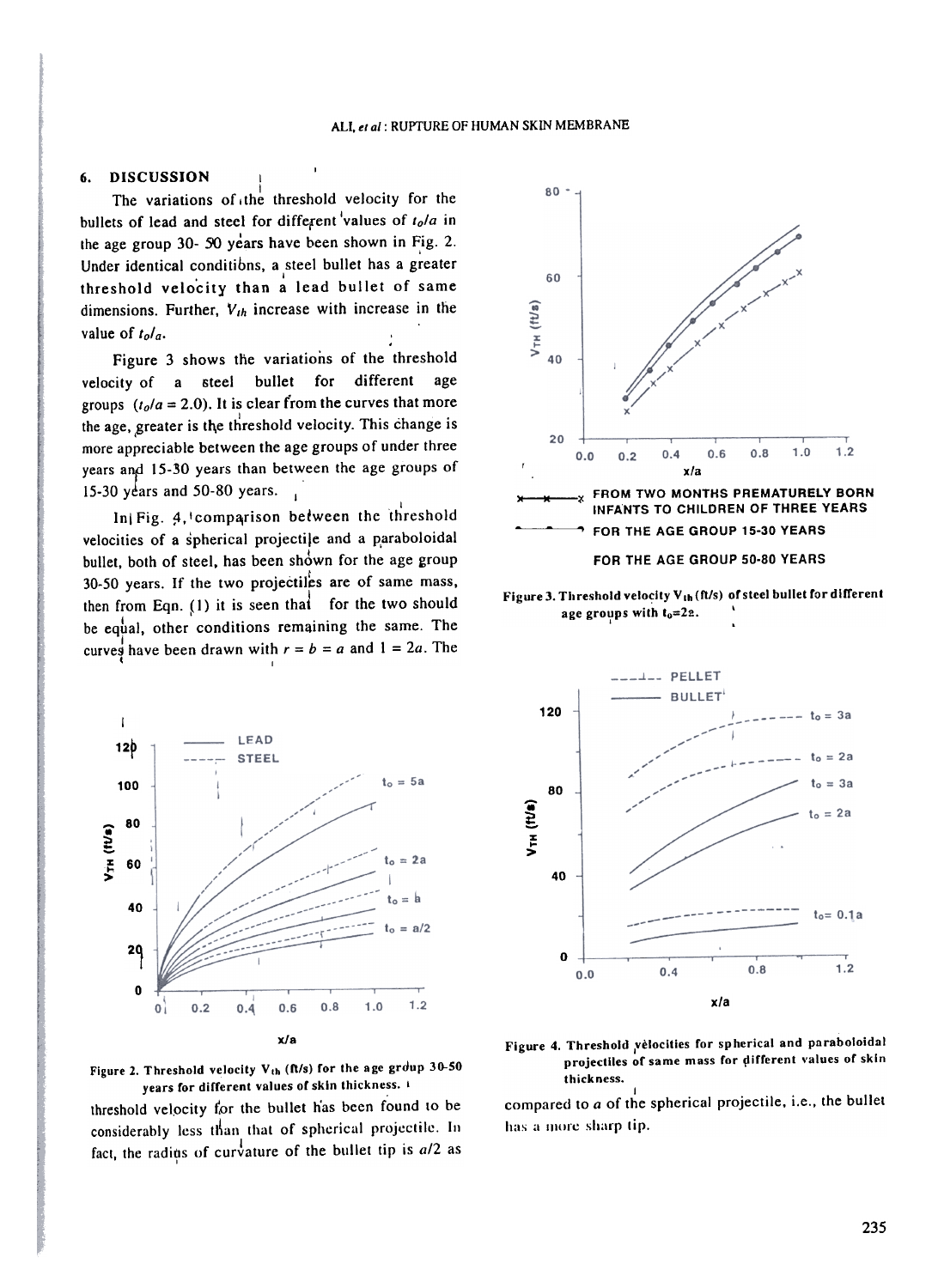## 6. DISCUSSION

The variations of the threshold velocity for the bullets of lead and steel for different values of $t_o/a$ in the age group 30- 50 years have been shown in Fig. 2. Under identical conditions, a steel bullet has a greater threshold velocity than a lead bullet of same dimensions. Further, $V_{th}$ increase with increase in the value of $t_o/a$.

Figure 3 shows the variations of the threshold velocity of a steel bullet for different age groups ($t_o/a = 2.0$). It is clear from the curves that more the age, greater is the threshold velocity. This change is more appreciable between the age groups of under three years and 15-30 years than between the age groups of 15-30 years and 50-80 years.

In Fig. 4, comparison between the threshold velocities of a spherical projectile and a paraboloidal bullet, both of steel, has been shown for the age group 30-50 years. If the two projectiles are of same mass, then from Eqn. (1) it is seen that for the two should be equal, other conditions remaining the same. The curves have been drawn with $r = b = a$ and $l = 2a$. The threshold velocity for the bullet has been found to be considerably less than that of spherical projectile. In fact, the radius of curvature of the bullet tip is $a/2$ as compared to $a$ of the spherical projectile, i.e., the bullet has a more sharp tip.

Figure 2. Threshold velocity $V_{th}$ (ft/s) for the age group 30-50 years for different values of skin thickness.

Figure 3. Threshold velocity $V_{th}$ (ft/s) of steel bullet for different age groups with $t_o=2a$.

Figure 4. Threshold velocities for spherical and paraboloidal projectiles of same mass for different values of skin thickness.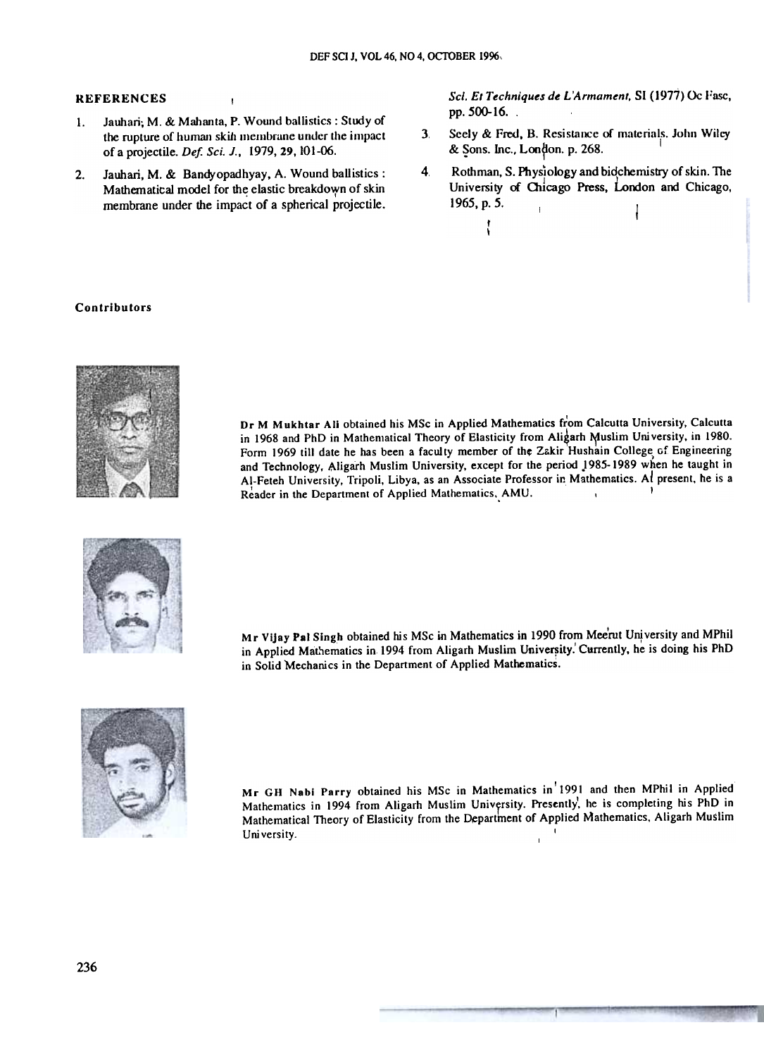## REFERENCES

1. Jauhari, M. & Mahanta, P. Wound ballistics : Study of the rupture of human skin membrane under the impact of a projectile. *Def. Sci. J.*, 1979, **29**, 101-06.
2. Jauhari, M. & Bandyopadhyay, A. Wound ballistics : Mathematical model for the elastic breakdown of skin membrane under the impact of a spherical projectile. *Sci. Et Techniques de L'Armament*, SI (1977) Oc Fasc, pp. 500-16.
3. Seely & Fred, B. Resistance of materials. John Wiley & Sons. Inc., London. p. 268.
4. Rothman, S. Physiology and biochemistry of skin. The University of Chicago Press, London and Chicago, 1965, p. 5.

## Contributors

**Dr M Mukhtar Ali** obtained his MSc in Applied Mathematics from Calcutta University, Calcutta in 1968 and PhD in Mathematical Theory of Elasticity from Aligarh Muslim University, in 1980. Form 1969 till date he has been a faculty member of the Zakir Hushain College of Engineering and Technology, Aligarh Muslim University, except for the period 1985-1989 when he taught in Al-Feteh University, Tripoli, Libya, as an Associate Professor in Mathematics. At present, he is a Reader in the Department of Applied Mathematics, AMU.

**Mr Vijay Pal Singh** obtained his MSc in Mathematics in 1990 from Meerut University and MPhil in Applied Mathematics in 1994 from Aligarh Muslim University. Currently, he is doing his PhD in Solid Mechanics in the Department of Applied Mathematics.

**Mr GH Nabi Parry** obtained his MSc in Mathematics in 1991 and then MPhil in Applied Mathematics in 1994 from Aligarh Muslim University. Presently, he is completing his PhD in Mathematical Theory of Elasticity from the Department of Applied Mathematics, Aligarh Muslim University.